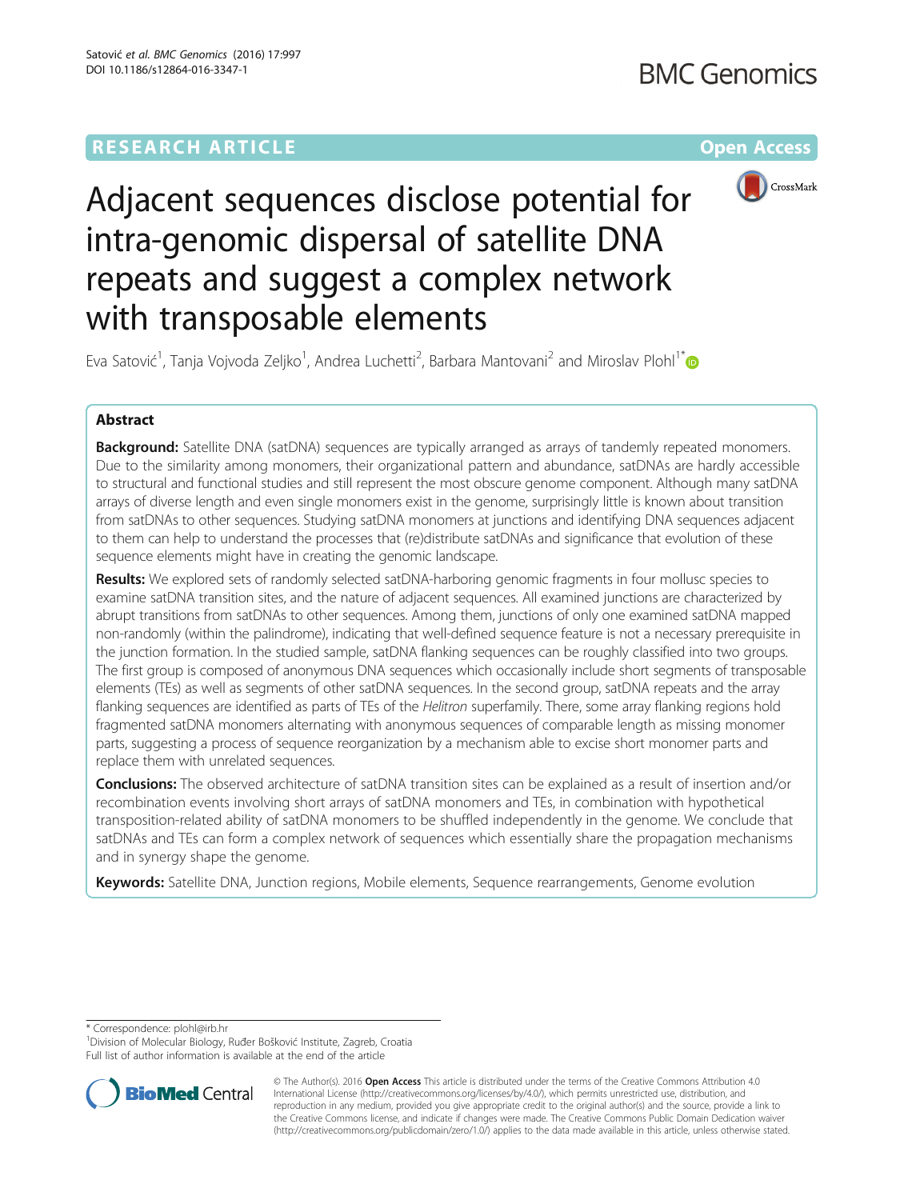RESEARCH ARTICLE

Open Access

# Adjacent sequences disclose potential for intra-genomic dispersal of satellite DNA repeats and suggest a complex network with transposable elements

Eva Satović[1], Tanja Vojvoda Zeljko[1], Andrea Luchetti[2], Barbara Mantovani[2] and Miroslav Plohl[1*]

## Abstract

**Background:** Satellite DNA (satDNA) sequences are typically arranged as arrays of tandemly repeated monomers. Due to the similarity among monomers, their organizational pattern and abundance, satDNAs are hardly accessible to structural and functional studies and still represent the most obscure genome component. Although many satDNA arrays of diverse length and even single monomers exist in the genome, surprisingly little is known about transition from satDNAs to other sequences. Studying satDNA monomers at junctions and identifying DNA sequences adjacent to them can help to understand the processes that (re)distribute satDNAs and significance that evolution of these sequence elements might have in creating the genomic landscape.

**Results:** We explored sets of randomly selected satDNA-harboring genomic fragments in four mollusc species to examine satDNA transition sites, and the nature of adjacent sequences. All examined junctions are characterized by abrupt transitions from satDNAs to other sequences. Among them, junctions of only one examined satDNA mapped non-randomly (within the palindrome), indicating that well-defined sequence feature is not a necessary prerequisite in the junction formation. In the studied sample, satDNA flanking sequences can be roughly classified into two groups. The first group is composed of anonymous DNA sequences which occasionally include short segments of transposable elements (TEs) as well as segments of other satDNA sequences. In the second group, satDNA repeats and the array flanking sequences are identified as parts of TEs of the *Helitron* superfamily. There, some array flanking regions hold fragmented satDNA monomers alternating with anonymous sequences of comparable length as missing monomer parts, suggesting a process of sequence reorganization by a mechanism able to excise short monomer parts and replace them with unrelated sequences.

**Conclusions:** The observed architecture of satDNA transition sites can be explained as a result of insertion and/or recombination events involving short arrays of satDNA monomers and TEs, in combination with hypothetical transposition-related ability of satDNA monomers to be shuffled independently in the genome. We conclude that satDNAs and TEs can form a complex network of sequences which essentially share the propagation mechanisms and in synergy shape the genome.

**Keywords:** Satellite DNA, Junction regions, Mobile elements, Sequence rearrangements, Genome evolution

\* Correspondence: plohl@irb.hr
[1]Division of Molecular Biology, Ruđer Bošković Institute, Zagreb, Croatia
Full list of author information is available at the end of the article

© The Author(s). 2016 **Open Access** This article is distributed under the terms of the Creative Commons Attribution 4.0 International License (http://creativecommons.org/licenses/by/4.0/), which permits unrestricted use, distribution, and reproduction in any medium, provided you give appropriate credit to the original author(s) and the source, provide a link to the Creative Commons license, and indicate if changes were made. The Creative Commons Public Domain Dedication waiver (http://creativecommons.org/publicdomain/zero/1.0/) applies to the data made available in this article, unless otherwise stated.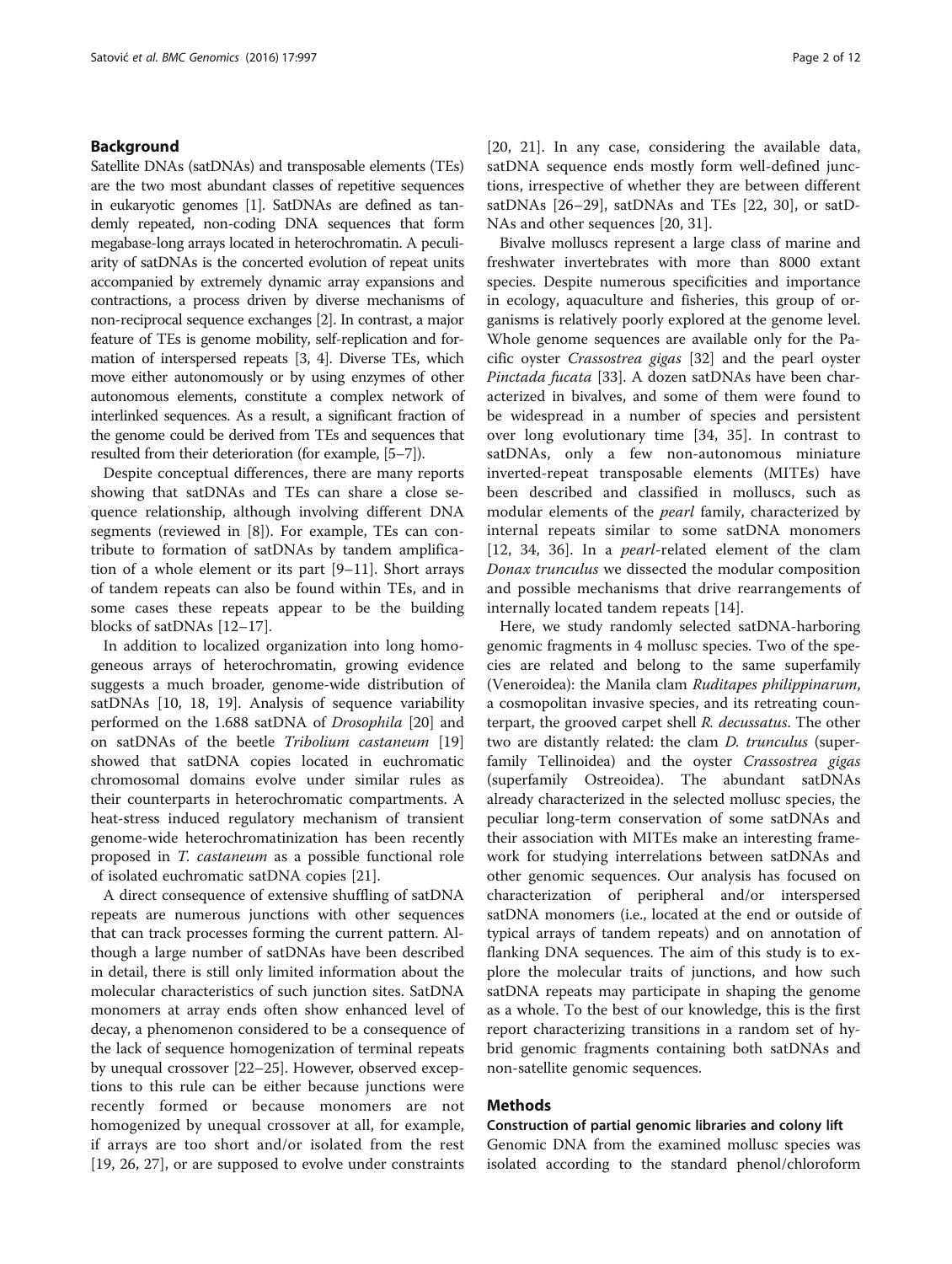## Background

Satellite DNAs (satDNAs) and transposable elements (TEs) are the two most abundant classes of repetitive sequences in eukaryotic genomes [1]. SatDNAs are defined as tandemly repeated, non-coding DNA sequences that form megabase-long arrays located in heterochromatin. A peculiarity of satDNAs is the concerted evolution of repeat units accompanied by extremely dynamic array expansions and contractions, a process driven by diverse mechanisms of non-reciprocal sequence exchanges [2]. In contrast, a major feature of TEs is genome mobility, self-replication and formation of interspersed repeats [3, 4]. Diverse TEs, which move either autonomously or by using enzymes of other autonomous elements, constitute a complex network of interlinked sequences. As a result, a significant fraction of the genome could be derived from TEs and sequences that resulted from their deterioration (for example, [5–7]).

Despite conceptual differences, there are many reports showing that satDNAs and TEs can share a close sequence relationship, although involving different DNA segments (reviewed in [8]). For example, TEs can contribute to formation of satDNAs by tandem amplification of a whole element or its part [9–11]. Short arrays of tandem repeats can also be found within TEs, and in some cases these repeats appear to be the building blocks of satDNAs [12–17].

In addition to localized organization into long homogeneous arrays of heterochromatin, growing evidence suggests a much broader, genome-wide distribution of satDNAs [10, 18, 19]. Analysis of sequence variability performed on the 1.688 satDNA of *Drosophila* [20] and on satDNAs of the beetle *Tribolium castaneum* [19] showed that satDNA copies located in euchromatic chromosomal domains evolve under similar rules as their counterparts in heterochromatic compartments. A heat-stress induced regulatory mechanism of transient genome-wide heterochromatinization has been recently proposed in *T. castaneum* as a possible functional role of isolated euchromatic satDNA copies [21].

A direct consequence of extensive shuffling of satDNA repeats are numerous junctions with other sequences that can track processes forming the current pattern. Although a large number of satDNAs have been described in detail, there is still only limited information about the molecular characteristics of such junction sites. SatDNA monomers at array ends often show enhanced level of decay, a phenomenon considered to be a consequence of the lack of sequence homogenization of terminal repeats by unequal crossover [22–25]. However, observed exceptions to this rule can be either because junctions were recently formed or because monomers are not homogenized by unequal crossover at all, for example, if arrays are too short and/or isolated from the rest [19, 26, 27], or are supposed to evolve under constraints [20, 21]. In any case, considering the available data, satDNA sequence ends mostly form well-defined junctions, irrespective of whether they are between different satDNAs [26–29], satDNAs and TEs [22, 30], or satDNAs and other sequences [20, 31].

Bivalve molluscs represent a large class of marine and freshwater invertebrates with more than 8000 extant species. Despite numerous specificities and importance in ecology, aquaculture and fisheries, this group of organisms is relatively poorly explored at the genome level. Whole genome sequences are available only for the Pacific oyster *Crassostrea gigas* [32] and the pearl oyster *Pinctada fucata* [33]. A dozen satDNAs have been characterized in bivalves, and some of them were found to be widespread in a number of species and persistent over long evolutionary time [34, 35]. In contrast to satDNAs, only a few non-autonomous miniature inverted-repeat transposable elements (MITEs) have been described and classified in molluscs, such as modular elements of the *pearl* family, characterized by internal repeats similar to some satDNA monomers [12, 34, 36]. In a *pearl*-related element of the clam *Donax trunculus* we dissected the modular composition and possible mechanisms that drive rearrangements of internally located tandem repeats [14].

Here, we study randomly selected satDNA-harboring genomic fragments in 4 mollusc species. Two of the species are related and belong to the same superfamily (Veneroidea): the Manila clam *Ruditapes philippinarum*, a cosmopolitan invasive species, and its retreating counterpart, the grooved carpet shell *R. decussatus*. The other two are distantly related: the clam *D. trunculus* (superfamily Tellinoidea) and the oyster *Crassostrea gigas* (superfamily Ostreoidea). The abundant satDNAs already characterized in the selected mollusc species, the peculiar long-term conservation of some satDNAs and their association with MITEs make an interesting framework for studying interrelations between satDNAs and other genomic sequences. Our analysis has focused on characterization of peripheral and/or interspersed satDNA monomers (i.e., located at the end or outside of typical arrays of tandem repeats) and on annotation of flanking DNA sequences. The aim of this study is to explore the molecular traits of junctions, and how such satDNA repeats may participate in shaping the genome as a whole. To the best of our knowledge, this is the first report characterizing transitions in a random set of hybrid genomic fragments containing both satDNAs and non-satellite genomic sequences.

## Methods

### Construction of partial genomic libraries and colony lift

Genomic DNA from the examined mollusc species was isolated according to the standard phenol/chloroform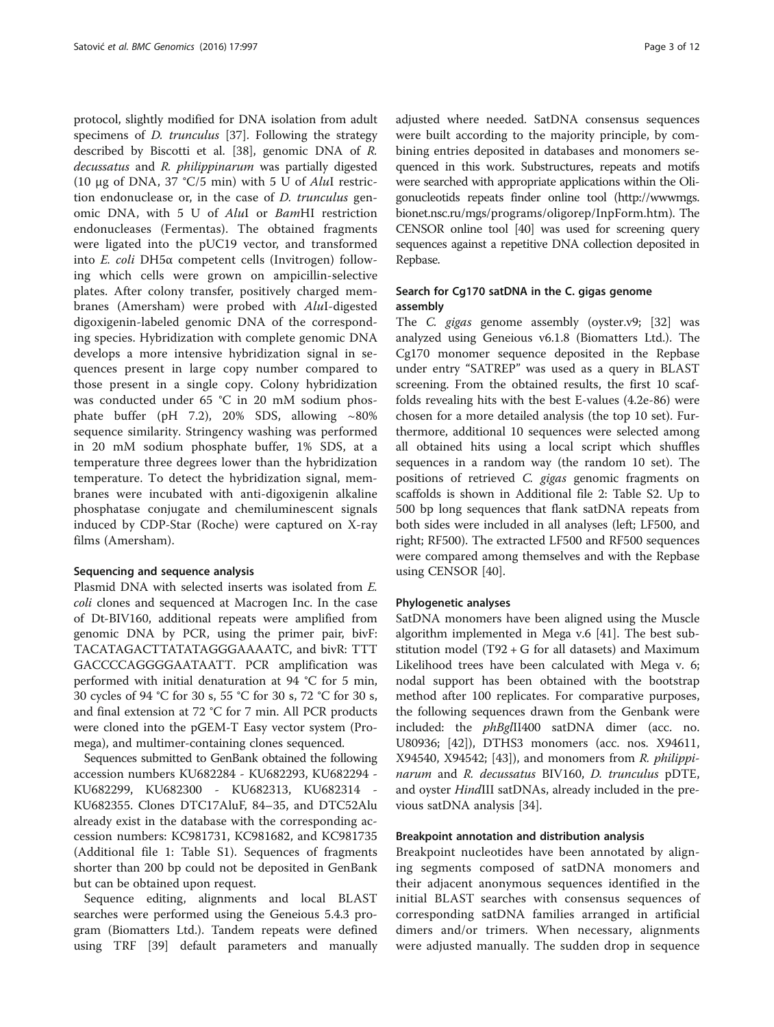protocol, slightly modified for DNA isolation from adult specimens of *D. trunculus* [37]. Following the strategy described by Biscotti et al. [38], genomic DNA of *R. decussatus* and *R. philippinarum* was partially digested (10 μg of DNA, 37 °C/5 min) with 5 U of *Alu*I restriction endonuclease or, in the case of *D. trunculus* genomic DNA, with 5 U of *Alu*I or *Bam*HI restriction endonucleases (Fermentas). The obtained fragments were ligated into the pUC19 vector, and transformed into *E. coli* DH5α competent cells (Invitrogen) following which cells were grown on ampicillin-selective plates. After colony transfer, positively charged membranes (Amersham) were probed with *Alu*I-digested digoxigenin-labeled genomic DNA of the corresponding species. Hybridization with complete genomic DNA develops a more intensive hybridization signal in sequences present in large copy number compared to those present in a single copy. Colony hybridization was conducted under 65 °C in 20 mM sodium phosphate buffer (pH 7.2), 20% SDS, allowing ~80% sequence similarity. Stringency washing was performed in 20 mM sodium phosphate buffer, 1% SDS, at a temperature three degrees lower than the hybridization temperature. To detect the hybridization signal, membranes were incubated with anti-digoxigenin alkaline phosphatase conjugate and chemiluminescent signals induced by CDP-Star (Roche) were captured on X-ray films (Amersham).

### Sequencing and sequence analysis

Plasmid DNA with selected inserts was isolated from *E. coli* clones and sequenced at Macrogen Inc. In the case of Dt-BIV160, additional repeats were amplified from genomic DNA by PCR, using the primer pair, bivF: TACATAGACTTATATAGGGAAAATC, and bivR: TTT GACCCCAGGGGAATAATT. PCR amplification was performed with initial denaturation at 94 °C for 5 min, 30 cycles of 94 °C for 30 s, 55 °C for 30 s, 72 °C for 30 s, and final extension at 72 °C for 7 min. All PCR products were cloned into the pGEM-T Easy vector system (Promega), and multimer-containing clones sequenced.

Sequences submitted to GenBank obtained the following accession numbers KU682284 - KU682293, KU682294 - KU682299, KU682300 - KU682313, KU682314 - KU682355. Clones DTC17AluF, 84–35, and DTC52Alu already exist in the database with the corresponding accession numbers: KC981731, KC981682, and KC981735 (Additional file 1: Table S1). Sequences of fragments shorter than 200 bp could not be deposited in GenBank but can be obtained upon request.

Sequence editing, alignments and local BLAST searches were performed using the Geneious 5.4.3 program (Biomatters Ltd.). Tandem repeats were defined using TRF [39] default parameters and manually adjusted where needed. SatDNA consensus sequences were built according to the majority principle, by combining entries deposited in databases and monomers sequenced in this work. Substructures, repeats and motifs were searched with appropriate applications within the Oligonucleotids repeats finder online tool (http://wwwmgs.bionet.nsc.ru/mgs/programs/oligorep/InpForm.htm). The CENSOR online tool [40] was used for screening query sequences against a repetitive DNA collection deposited in Repbase.

### Search for Cg170 satDNA in the C. gigas genome assembly

The *C. gigas* genome assembly (oyster.v9; [32] was analyzed using Geneious v6.1.8 (Biomatters Ltd.). The Cg170 monomer sequence deposited in the Repbase under entry "SATREP" was used as a query in BLAST screening. From the obtained results, the first 10 scaffolds revealing hits with the best E-values (4.2e-86) were chosen for a more detailed analysis (the top 10 set). Furthermore, additional 10 sequences were selected among all obtained hits using a local script which shuffles sequences in a random way (the random 10 set). The positions of retrieved *C. gigas* genomic fragments on scaffolds is shown in Additional file 2: Table S2. Up to 500 bp long sequences that flank satDNA repeats from both sides were included in all analyses (left; LF500, and right; RF500). The extracted LF500 and RF500 sequences were compared among themselves and with the Repbase using CENSOR [40].

### Phylogenetic analyses

SatDNA monomers have been aligned using the Muscle algorithm implemented in Mega v.6 [41]. The best substitution model (T92 + G for all datasets) and Maximum Likelihood trees have been calculated with Mega v. 6; nodal support has been obtained with the bootstrap method after 100 replicates. For comparative purposes, the following sequences drawn from the Genbank were included: the *phBgl*II400 satDNA dimer (acc. no. U80936; [42]), DTHS3 monomers (acc. nos. X94611, X94540, X94542; [43]), and monomers from *R. philippinarum* and *R. decussatus* BIV160, *D. trunculus* pDTE, and oyster *Hind*III satDNAs, already included in the previous satDNA analysis [34].

### Breakpoint annotation and distribution analysis

Breakpoint nucleotides have been annotated by aligning segments composed of satDNA monomers and their adjacent anonymous sequences identified in the initial BLAST searches with consensus sequences of corresponding satDNA families arranged in artificial dimers and/or trimers. When necessary, alignments were adjusted manually. The sudden drop in sequence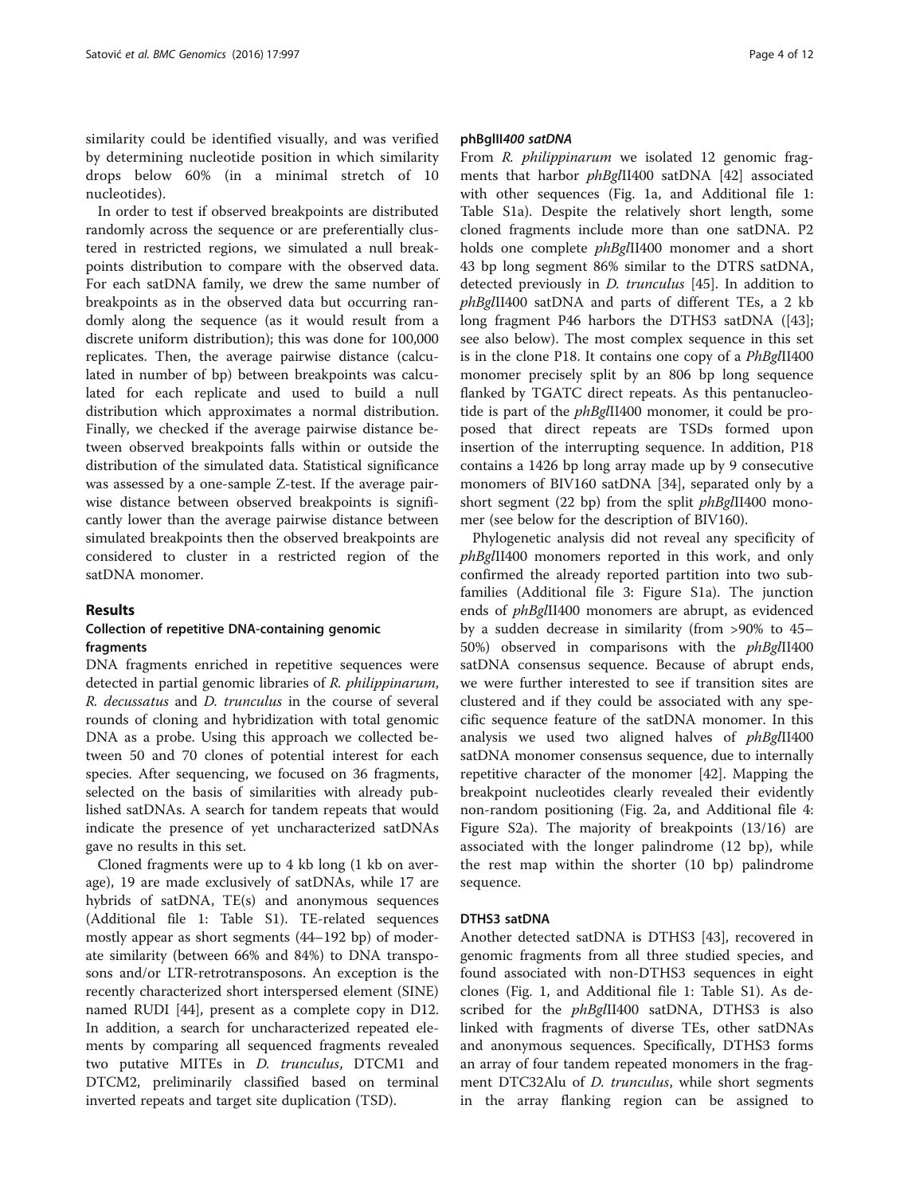similarity could be identified visually, and was verified by determining nucleotide position in which similarity drops below 60% (in a minimal stretch of 10 nucleotides).

In order to test if observed breakpoints are distributed randomly across the sequence or are preferentially clustered in restricted regions, we simulated a null breakpoints distribution to compare with the observed data. For each satDNA family, we drew the same number of breakpoints as in the observed data but occurring randomly along the sequence (as it would result from a discrete uniform distribution); this was done for 100,000 replicates. Then, the average pairwise distance (calculated in number of bp) between breakpoints was calculated for each replicate and used to build a null distribution which approximates a normal distribution. Finally, we checked if the average pairwise distance between observed breakpoints falls within or outside the distribution of the simulated data. Statistical significance was assessed by a one-sample Z-test. If the average pairwise distance between observed breakpoints is significantly lower than the average pairwise distance between simulated breakpoints then the observed breakpoints are considered to cluster in a restricted region of the satDNA monomer.

## Results

### Collection of repetitive DNA-containing genomic fragments

DNA fragments enriched in repetitive sequences were detected in partial genomic libraries of *R. philippinarum*, *R. decussatus* and *D. trunculus* in the course of several rounds of cloning and hybridization with total genomic DNA as a probe. Using this approach we collected between 50 and 70 clones of potential interest for each species. After sequencing, we focused on 36 fragments, selected on the basis of similarities with already published satDNAs. A search for tandem repeats that would indicate the presence of yet uncharacterized satDNAs gave no results in this set.

Cloned fragments were up to 4 kb long (1 kb on average), 19 are made exclusively of satDNAs, while 17 are hybrids of satDNA, TE(s) and anonymous sequences (Additional file 1: Table S1). TE-related sequences mostly appear as short segments (44–192 bp) of moderate similarity (between 66% and 84%) to DNA transposons and/or LTR-retrotransposons. An exception is the recently characterized short interspersed element (SINE) named RUDI [44], present as a complete copy in D12. In addition, a search for uncharacterized repeated elements by comparing all sequenced fragments revealed two putative MITEs in *D. trunculus*, DTCM1 and DTCM2, preliminarily classified based on terminal inverted repeats and target site duplication (TSD).

### phBglII400 satDNA

From *R. philippinarum* we isolated 12 genomic fragments that harbor *phBgl*II400 satDNA [42] associated with other sequences (Fig. 1a, and Additional file 1: Table S1a). Despite the relatively short length, some cloned fragments include more than one satDNA. P2 holds one complete *phBgl*II400 monomer and a short 43 bp long segment 86% similar to the DTRS satDNA, detected previously in *D. trunculus* [45]. In addition to *phBgl*II400 satDNA and parts of different TEs, a 2 kb long fragment P46 harbors the DTHS3 satDNA ([43]; see also below). The most complex sequence in this set is in the clone P18. It contains one copy of a *PhBgl*II400 monomer precisely split by an 806 bp long sequence flanked by TGATC direct repeats. As this pentanucleotide is part of the *phBgl*II400 monomer, it could be proposed that direct repeats are TSDs formed upon insertion of the interrupting sequence. In addition, P18 contains a 1426 bp long array made up by 9 consecutive monomers of BIV160 satDNA [34], separated only by a short segment (22 bp) from the split *phBgl*II400 monomer (see below for the description of BIV160).

Phylogenetic analysis did not reveal any specificity of *phBgl*II400 monomers reported in this work, and only confirmed the already reported partition into two subfamilies (Additional file 3: Figure S1a). The junction ends of *phBgl*II400 monomers are abrupt, as evidenced by a sudden decrease in similarity (from >90% to 45–50%) observed in comparisons with the *phBgl*II400 satDNA consensus sequence. Because of abrupt ends, we were further interested to see if transition sites are clustered and if they could be associated with any specific sequence feature of the satDNA monomer. In this analysis we used two aligned halves of *phBgl*II400 satDNA monomer consensus sequence, due to internally repetitive character of the monomer [42]. Mapping the breakpoint nucleotides clearly revealed their evidently non-random positioning (Fig. 2a, and Additional file 4: Figure S2a). The majority of breakpoints (13/16) are associated with the longer palindrome (12 bp), while the rest map within the shorter (10 bp) palindrome sequence.

### DTHS3 satDNA

Another detected satDNA is DTHS3 [43], recovered in genomic fragments from all three studied species, and found associated with non-DTHS3 sequences in eight clones (Fig. 1, and Additional file 1: Table S1). As described for the *phBgl*II400 satDNA, DTHS3 is also linked with fragments of diverse TEs, other satDNAs and anonymous sequences. Specifically, DTHS3 forms an array of four tandem repeated monomers in the fragment DTC32Alu of *D. trunculus*, while short segments in the array flanking region can be assigned to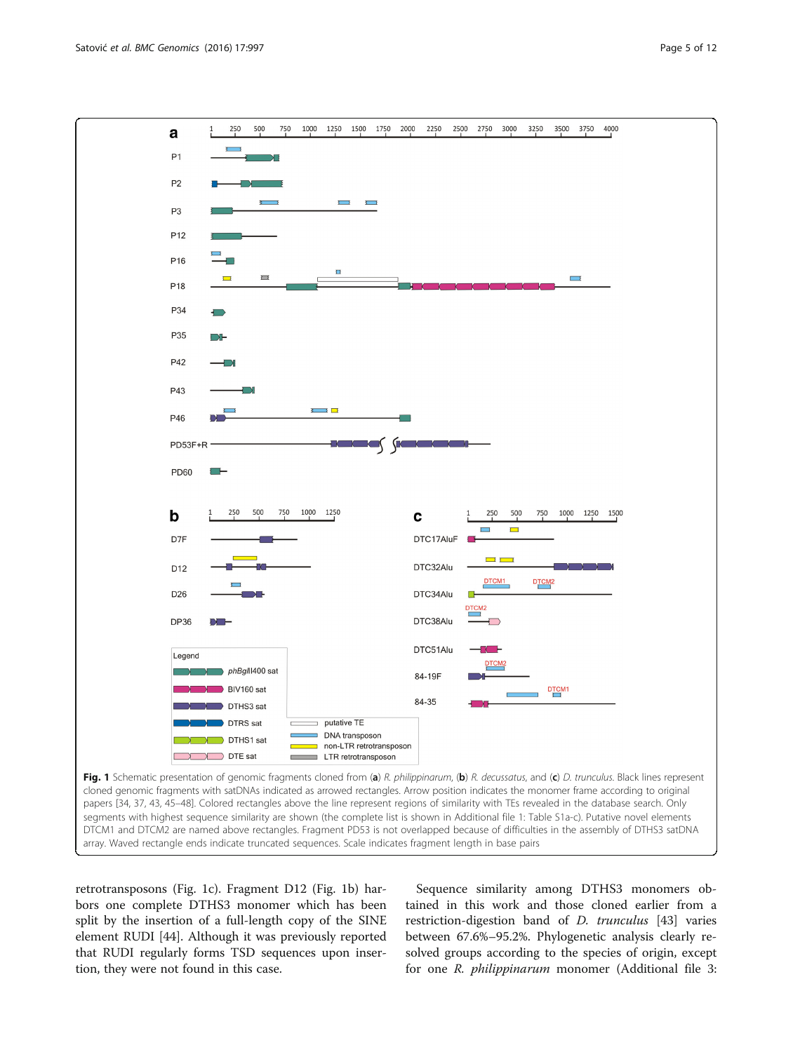**Fig. 1** Schematic presentation of genomic fragments cloned from (**a**) *R. philippinarum*, (**b**) *R. decussatus*, and (**c**) *D. trunculus*. Black lines represent cloned genomic fragments with satDNAs indicated as arrowed rectangles. Arrow position indicates the monomer frame according to original papers [34, 37, 43, 45–48]. Colored rectangles above the line represent regions of similarity with TEs revealed in the database search. Only segments with highest sequence similarity are shown (the complete list is shown in Additional file 1: Table S1a-c). Putative novel elements DTCM1 and DTCM2 are named above rectangles. Fragment PD53 is not overlapped because of difficulties in the assembly of DTHS3 satDNA array. Waved rectangle ends indicate truncated sequences. Scale indicates fragment length in base pairs

retrotransposons (Fig. 1c). Fragment D12 (Fig. 1b) harbors one complete DTHS3 monomer which has been split by the insertion of a full-length copy of the SINE element RUDI [44]. Although it was previously reported that RUDI regularly forms TSD sequences upon insertion, they were not found in this case.

Sequence similarity among DTHS3 monomers obtained in this work and those cloned earlier from a restriction-digestion band of *D. trunculus* [43] varies between 67.6%–95.2%. Phylogenetic analysis clearly resolved groups according to the species of origin, except for one *R. philippinarum* monomer (Additional file 3: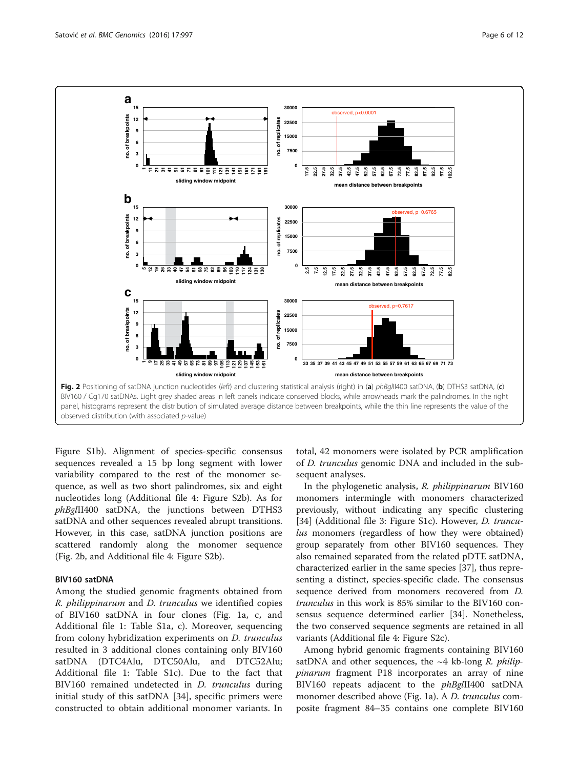Fig. 2 Positioning of satDNA junction nucleotides (*left*) and clustering statistical analysis (right) in (**a**) *phBgl*II400 satDNA, (**b**) DTHS3 satDNA, (**c**) BIV160 / Cg170 satDNAs. Light grey shaded areas in left panels indicate conserved blocks, while arrowheads mark the palindromes. In the right panel, histograms represent the distribution of simulated average distance between breakpoints, while the thin line represents the value of the observed distribution (with associated *p*-value)

Figure S1b). Alignment of species-specific consensus sequences revealed a 15 bp long segment with lower variability compared to the rest of the monomer sequence, as well as two short palindromes, six and eight nucleotides long (Additional file 4: Figure S2b). As for *phBgl*II400 satDNA, the junctions between DTHS3 satDNA and other sequences revealed abrupt transitions. However, in this case, satDNA junction positions are scattered randomly along the monomer sequence (Fig. 2b, and Additional file 4: Figure S2b).

### BIV160 satDNA

Among the studied genomic fragments obtained from *R. philippinarum* and *D. trunculus* we identified copies of BIV160 satDNA in four clones (Fig. 1a, c, and Additional file 1: Table S1a, c). Moreover, sequencing from colony hybridization experiments on *D. trunculus* resulted in 3 additional clones containing only BIV160 satDNA (DTC4Alu, DTC50Alu, and DTC52Alu; Additional file 1: Table S1c). Due to the fact that BIV160 remained undetected in *D. trunculus* during initial study of this satDNA [34], specific primers were constructed to obtain additional monomer variants. In total, 42 monomers were isolated by PCR amplification of *D. trunculus* genomic DNA and included in the subsequent analyses.

In the phylogenetic analysis, *R. philippinarum* BIV160 monomers intermingle with monomers characterized previously, without indicating any specific clustering [34] (Additional file 3: Figure S1c). However, *D. trunculus* monomers (regardless of how they were obtained) group separately from other BIV160 sequences. They also remained separated from the related pDTE satDNA, characterized earlier in the same species [37], thus representing a distinct, species-specific clade. The consensus sequence derived from monomers recovered from *D. trunculus* in this work is 85% similar to the BIV160 consensus sequence determined earlier [34]. Nonetheless, the two conserved sequence segments are retained in all variants (Additional file 4: Figure S2c).

Among hybrid genomic fragments containing BIV160 satDNA and other sequences, the ~4 kb-long *R. philippinarum* fragment P18 incorporates an array of nine BIV160 repeats adjacent to the *phBgl*II400 satDNA monomer described above (Fig. 1a). A *D. trunculus* composite fragment 84–35 contains one complete BIV160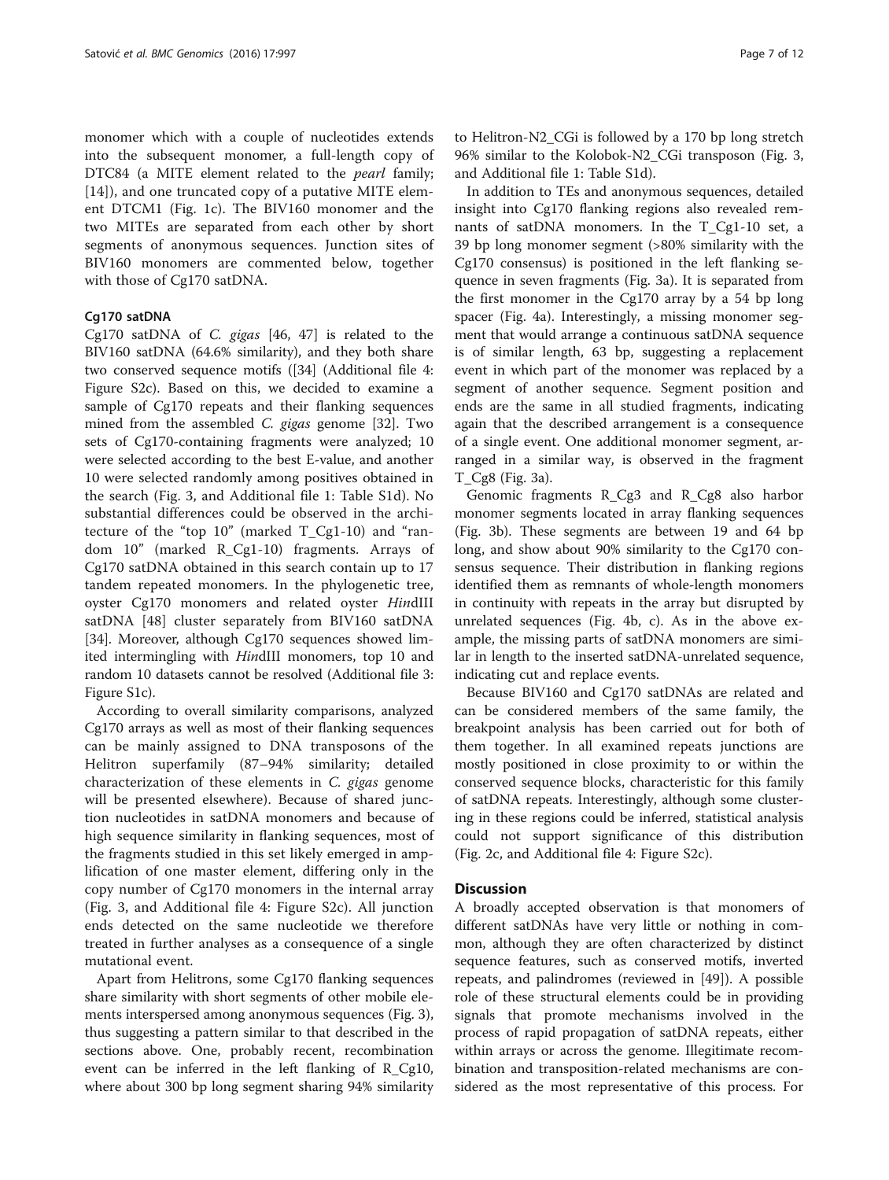monomer which with a couple of nucleotides extends into the subsequent monomer, a full-length copy of DTC84 (a MITE element related to the *pearl* family; [14]), and one truncated copy of a putative MITE element DTCM1 (Fig. 1c). The BIV160 monomer and the two MITEs are separated from each other by short segments of anonymous sequences. Junction sites of BIV160 monomers are commented below, together with those of Cg170 satDNA.

#### Cg170 satDNA

Cg170 satDNA of *C. gigas* [46, 47] is related to the BIV160 satDNA (64.6% similarity), and they both share two conserved sequence motifs ([34] (Additional file 4: Figure S2c). Based on this, we decided to examine a sample of Cg170 repeats and their flanking sequences mined from the assembled *C. gigas* genome [32]. Two sets of Cg170-containing fragments were analyzed; 10 were selected according to the best E-value, and another 10 were selected randomly among positives obtained in the search (Fig. 3, and Additional file 1: Table S1d). No substantial differences could be observed in the architecture of the "top 10" (marked T_Cg1-10) and "random 10" (marked R_Cg1-10) fragments. Arrays of Cg170 satDNA obtained in this search contain up to 17 tandem repeated monomers. In the phylogenetic tree, oyster Cg170 monomers and related oyster *Hin*dIII satDNA [48] cluster separately from BIV160 satDNA [34]. Moreover, although Cg170 sequences showed limited intermingling with *Hin*dIII monomers, top 10 and random 10 datasets cannot be resolved (Additional file 3: Figure S1c).

According to overall similarity comparisons, analyzed Cg170 arrays as well as most of their flanking sequences can be mainly assigned to DNA transposons of the Helitron superfamily (87–94% similarity; detailed characterization of these elements in *C. gigas* genome will be presented elsewhere). Because of shared junction nucleotides in satDNA monomers and because of high sequence similarity in flanking sequences, most of the fragments studied in this set likely emerged in amplification of one master element, differing only in the copy number of Cg170 monomers in the internal array (Fig. 3, and Additional file 4: Figure S2c). All junction ends detected on the same nucleotide we therefore treated in further analyses as a consequence of a single mutational event.

Apart from Helitrons, some Cg170 flanking sequences share similarity with short segments of other mobile elements interspersed among anonymous sequences (Fig. 3), thus suggesting a pattern similar to that described in the sections above. One, probably recent, recombination event can be inferred in the left flanking of R_Cg10, where about 300 bp long segment sharing 94% similarity to Helitron-N2_CGi is followed by a 170 bp long stretch 96% similar to the Kolobok-N2_CGi transposon (Fig. 3, and Additional file 1: Table S1d).

In addition to TEs and anonymous sequences, detailed insight into Cg170 flanking regions also revealed remnants of satDNA monomers. In the T_Cg1-10 set, a 39 bp long monomer segment (>80% similarity with the Cg170 consensus) is positioned in the left flanking sequence in seven fragments (Fig. 3a). It is separated from the first monomer in the Cg170 array by a 54 bp long spacer (Fig. 4a). Interestingly, a missing monomer segment that would arrange a continuous satDNA sequence is of similar length, 63 bp, suggesting a replacement event in which part of the monomer was replaced by a segment of another sequence. Segment position and ends are the same in all studied fragments, indicating again that the described arrangement is a consequence of a single event. One additional monomer segment, arranged in a similar way, is observed in the fragment T_Cg8 (Fig. 3a).

Genomic fragments R_Cg3 and R_Cg8 also harbor monomer segments located in array flanking sequences (Fig. 3b). These segments are between 19 and 64 bp long, and show about 90% similarity to the Cg170 consensus sequence. Their distribution in flanking regions identified them as remnants of whole-length monomers in continuity with repeats in the array but disrupted by unrelated sequences (Fig. 4b, c). As in the above example, the missing parts of satDNA monomers are similar in length to the inserted satDNA-unrelated sequence, indicating cut and replace events.

Because BIV160 and Cg170 satDNAs are related and can be considered members of the same family, the breakpoint analysis has been carried out for both of them together. In all examined repeats junctions are mostly positioned in close proximity to or within the conserved sequence blocks, characteristic for this family of satDNA repeats. Interestingly, although some clustering in these regions could be inferred, statistical analysis could not support significance of this distribution (Fig. 2c, and Additional file 4: Figure S2c).

## Discussion

A broadly accepted observation is that monomers of different satDNAs have very little or nothing in common, although they are often characterized by distinct sequence features, such as conserved motifs, inverted repeats, and palindromes (reviewed in [49]). A possible role of these structural elements could be in providing signals that promote mechanisms involved in the process of rapid propagation of satDNA repeats, either within arrays or across the genome. Illegitimate recombination and transposition-related mechanisms are considered as the most representative of this process. For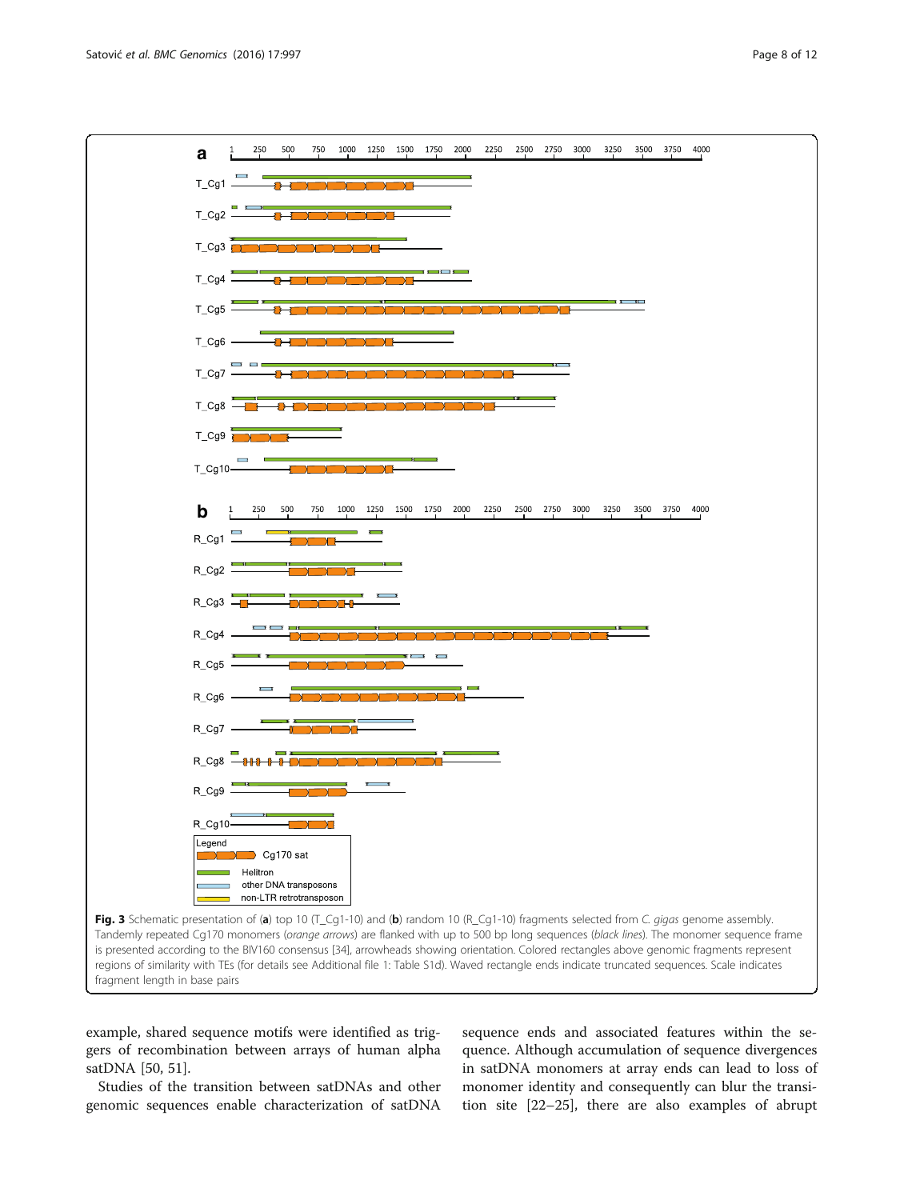**Fig. 3** Schematic presentation of (**a**) top 10 (T_Cg1-10) and (**b**) random 10 (R_Cg1-10) fragments selected from *C. gigas* genome assembly. Tandemly repeated Cg170 monomers (*orange arrows*) are flanked with up to 500 bp long sequences (*black lines*). The monomer sequence frame is presented according to the BIV160 consensus [34], arrowheads showing orientation. Colored rectangles above genomic fragments represent regions of similarity with TEs (for details see Additional file 1: Table S1d). Waved rectangle ends indicate truncated sequences. Scale indicates fragment length in base pairs

example, shared sequence motifs were identified as triggers of recombination between arrays of human alpha satDNA [50, 51].

Studies of the transition between satDNAs and other genomic sequences enable characterization of satDNA sequence ends and associated features within the sequence. Although accumulation of sequence divergences in satDNA monomers at array ends can lead to loss of monomer identity and consequently can blur the transition site [22–25], there are also examples of abrupt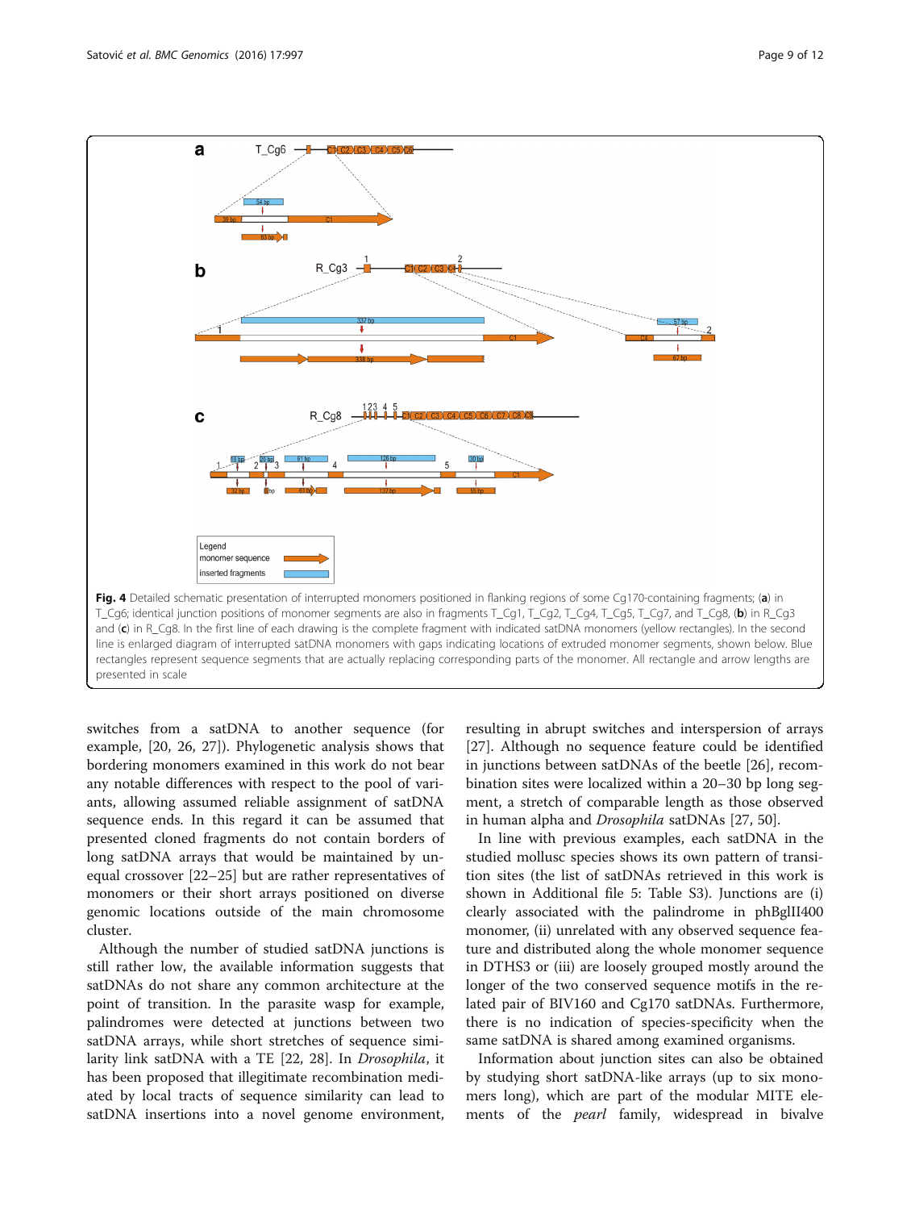**Fig. 4** Detailed schematic presentation of interrupted monomers positioned in flanking regions of some Cg170-containing fragments; (**a**) in T_Cg6; identical junction positions of monomer segments are also in fragments T_Cg1, T_Cg2, T_Cg4, T_Cg5, T_Cg7, and T_Cg8, (**b**) in R_Cg3 and (**c**) in R_Cg8. In the first line of each drawing is the complete fragment with indicated satDNA monomers (yellow rectangles). In the second line is enlarged diagram of interrupted satDNA monomers with gaps indicating locations of extruded monomer segments, shown below. Blue rectangles represent sequence segments that are actually replacing corresponding parts of the monomer. All rectangle and arrow lengths are presented in scale

switches from a satDNA to another sequence (for example, [20, 26, 27]). Phylogenetic analysis shows that bordering monomers examined in this work do not bear any notable differences with respect to the pool of variants, allowing assumed reliable assignment of satDNA sequence ends. In this regard it can be assumed that presented cloned fragments do not contain borders of long satDNA arrays that would be maintained by unequal crossover [22–25] but are rather representatives of monomers or their short arrays positioned on diverse genomic locations outside of the main chromosome cluster.

Although the number of studied satDNA junctions is still rather low, the available information suggests that satDNAs do not share any common architecture at the point of transition. In the parasite wasp for example, palindromes were detected at junctions between two satDNA arrays, while short stretches of sequence similarity link satDNA with a TE [22, 28]. In *Drosophila*, it has been proposed that illegitimate recombination mediated by local tracts of sequence similarity can lead to satDNA insertions into a novel genome environment, resulting in abrupt switches and interspersion of arrays [27]. Although no sequence feature could be identified in junctions between satDNAs of the beetle [26], recombination sites were localized within a 20–30 bp long segment, a stretch of comparable length as those observed in human alpha and *Drosophila* satDNAs [27, 50].

In line with previous examples, each satDNA in the studied mollusc species shows its own pattern of transition sites (the list of satDNAs retrieved in this work is shown in Additional file 5: Table S3). Junctions are (i) clearly associated with the palindrome in phBglII400 monomer, (ii) unrelated with any observed sequence feature and distributed along the whole monomer sequence in DTHS3 or (iii) are loosely grouped mostly around the longer of the two conserved sequence motifs in the related pair of BIV160 and Cg170 satDNAs. Furthermore, there is no indication of species-specificity when the same satDNA is shared among examined organisms.

Information about junction sites can also be obtained by studying short satDNA-like arrays (up to six monomers long), which are part of the modular MITE elements of the *pearl* family, widespread in bivalve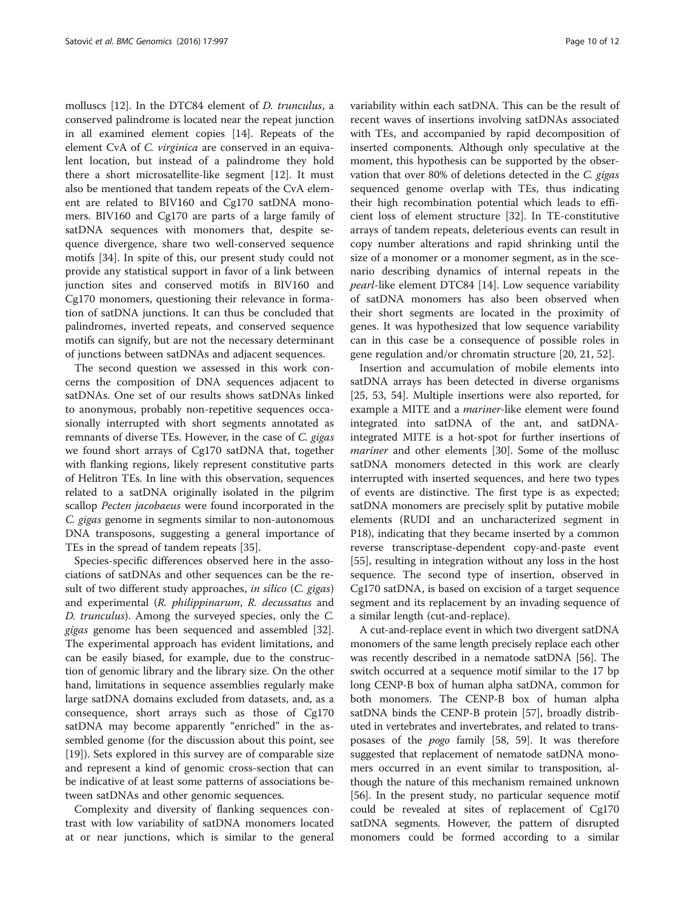molluscs [12]. In the DTC84 element of *D. trunculus*, a conserved palindrome is located near the repeat junction in all examined element copies [14]. Repeats of the element CvA of *C. virginica* are conserved in an equivalent location, but instead of a palindrome they hold there a short microsatellite-like segment [12]. It must also be mentioned that tandem repeats of the CvA element are related to BIV160 and Cg170 satDNA monomers. BIV160 and Cg170 are parts of a large family of satDNA sequences with monomers that, despite sequence divergence, share two well-conserved sequence motifs [34]. In spite of this, our present study could not provide any statistical support in favor of a link between junction sites and conserved motifs in BIV160 and Cg170 monomers, questioning their relevance in formation of satDNA junctions. It can thus be concluded that palindromes, inverted repeats, and conserved sequence motifs can signify, but are not the necessary determinant of junctions between satDNAs and adjacent sequences.

The second question we assessed in this work concerns the composition of DNA sequences adjacent to satDNAs. One set of our results shows satDNAs linked to anonymous, probably non-repetitive sequences occasionally interrupted with short segments annotated as remnants of diverse TEs. However, in the case of *C. gigas* we found short arrays of Cg170 satDNA that, together with flanking regions, likely represent constitutive parts of Helitron TEs. In line with this observation, sequences related to a satDNA originally isolated in the pilgrim scallop *Pecten jacobaeus* were found incorporated in the *C. gigas* genome in segments similar to non-autonomous DNA transposons, suggesting a general importance of TEs in the spread of tandem repeats [35].

Species-specific differences observed here in the associations of satDNAs and other sequences can be the result of two different study approaches, *in silico* (*C. gigas*) and experimental (*R. philippinarum*, *R. decussatus* and *D. trunculus*). Among the surveyed species, only the *C. gigas* genome has been sequenced and assembled [32]. The experimental approach has evident limitations, and can be easily biased, for example, due to the construction of genomic library and the library size. On the other hand, limitations in sequence assemblies regularly make large satDNA domains excluded from datasets, and, as a consequence, short arrays such as those of Cg170 satDNA may become apparently "enriched" in the assembled genome (for the discussion about this point, see [19]). Sets explored in this survey are of comparable size and represent a kind of genomic cross-section that can be indicative of at least some patterns of associations between satDNAs and other genomic sequences.

Complexity and diversity of flanking sequences contrast with low variability of satDNA monomers located at or near junctions, which is similar to the general variability within each satDNA. This can be the result of recent waves of insertions involving satDNAs associated with TEs, and accompanied by rapid decomposition of inserted components. Although only speculative at the moment, this hypothesis can be supported by the observation that over 80% of deletions detected in the *C. gigas* sequenced genome overlap with TEs, thus indicating their high recombination potential which leads to efficient loss of element structure [32]. In TE-constitutive arrays of tandem repeats, deleterious events can result in copy number alterations and rapid shrinking until the size of a monomer or a monomer segment, as in the scenario describing dynamics of internal repeats in the *pearl*-like element DTC84 [14]. Low sequence variability of satDNA monomers has also been observed when their short segments are located in the proximity of genes. It was hypothesized that low sequence variability can in this case be a consequence of possible roles in gene regulation and/or chromatin structure [20, 21, 52].

Insertion and accumulation of mobile elements into satDNA arrays has been detected in diverse organisms [25, 53, 54]. Multiple insertions were also reported, for example a MITE and a *mariner*-like element were found integrated into satDNA of the ant, and satDNA-integrated MITE is a hot-spot for further insertions of *mariner* and other elements [30]. Some of the mollusc satDNA monomers detected in this work are clearly interrupted with inserted sequences, and here two types of events are distinctive. The first type is as expected; satDNA monomers are precisely split by putative mobile elements (RUDI and an uncharacterized segment in P18), indicating that they became inserted by a common reverse transcriptase-dependent copy-and-paste event [55], resulting in integration without any loss in the host sequence. The second type of insertion, observed in Cg170 satDNA, is based on excision of a target sequence segment and its replacement by an invading sequence of a similar length (cut-and-replace).

A cut-and-replace event in which two divergent satDNA monomers of the same length precisely replace each other was recently described in a nematode satDNA [56]. The switch occurred at a sequence motif similar to the 17 bp long CENP-B box of human alpha satDNA, common for both monomers. The CENP-B box of human alpha satDNA binds the CENP-B protein [57], broadly distributed in vertebrates and invertebrates, and related to transposases of the *pogo* family [58, 59]. It was therefore suggested that replacement of nematode satDNA monomers occurred in an event similar to transposition, although the nature of this mechanism remained unknown [56]. In the present study, no particular sequence motif could be revealed at sites of replacement of Cg170 satDNA segments. However, the pattern of disrupted monomers could be formed according to a similar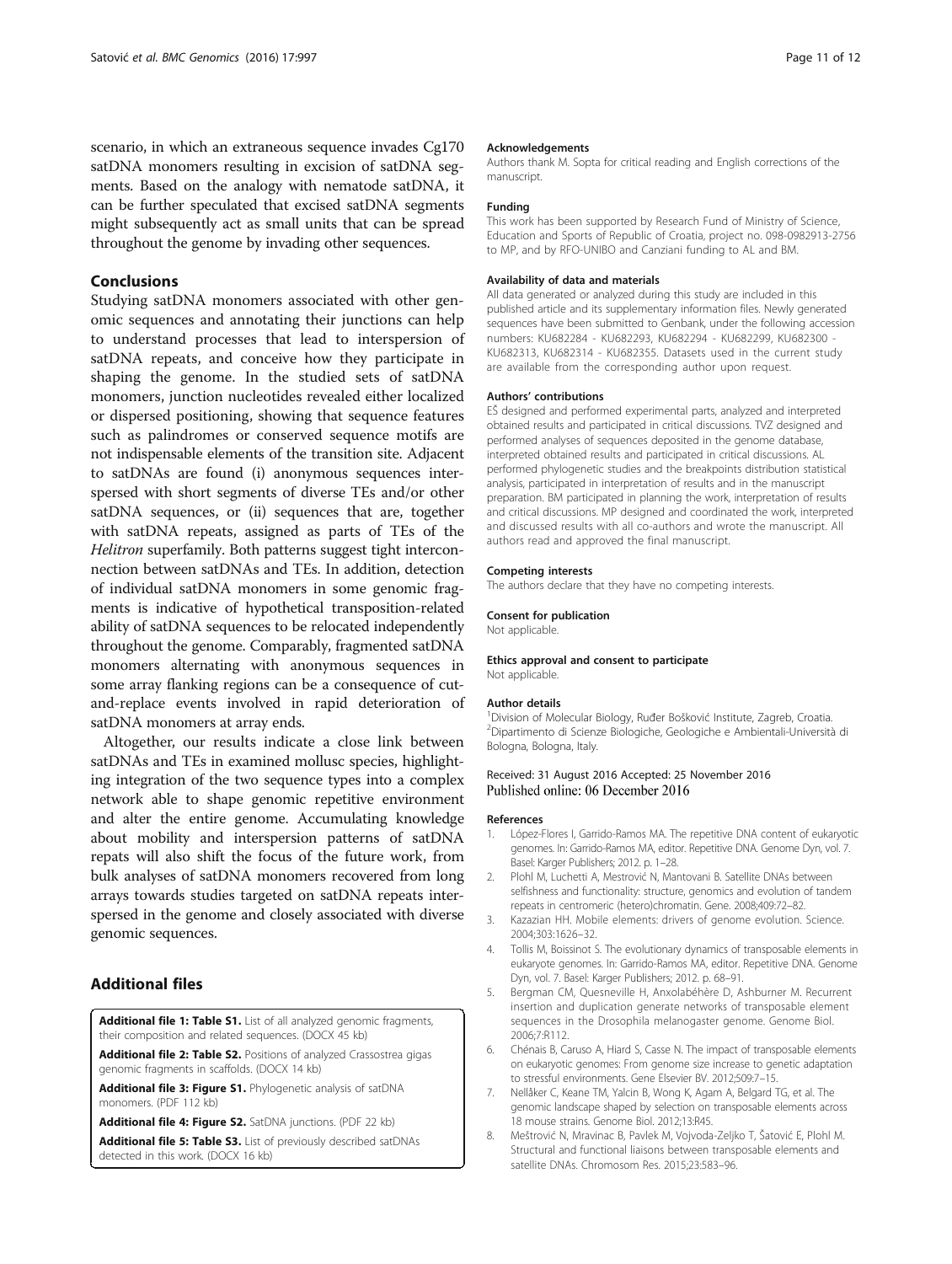scenario, in which an extraneous sequence invades Cg170 satDNA monomers resulting in excision of satDNA segments. Based on the analogy with nematode satDNA, it can be further speculated that excised satDNA segments might subsequently act as small units that can be spread throughout the genome by invading other sequences.

## Conclusions

Studying satDNA monomers associated with other genomic sequences and annotating their junctions can help to understand processes that lead to interspersion of satDNA repeats, and conceive how they participate in shaping the genome. In the studied sets of satDNA monomers, junction nucleotides revealed either localized or dispersed positioning, showing that sequence features such as palindromes or conserved sequence motifs are not indispensable elements of the transition site. Adjacent to satDNAs are found (i) anonymous sequences interspersed with short segments of diverse TEs and/or other satDNA sequences, or (ii) sequences that are, together with satDNA repeats, assigned as parts of TEs of the *Helitron* superfamily. Both patterns suggest tight interconnection between satDNAs and TEs. In addition, detection of individual satDNA monomers in some genomic fragments is indicative of hypothetical transposition-related ability of satDNA sequences to be relocated independently throughout the genome. Comparably, fragmented satDNA monomers alternating with anonymous sequences in some array flanking regions can be a consequence of cut-and-replace events involved in rapid deterioration of satDNA monomers at array ends.

Altogether, our results indicate a close link between satDNAs and TEs in examined mollusc species, highlighting integration of the two sequence types into a complex network able to shape genomic repetitive environment and alter the entire genome. Accumulating knowledge about mobility and interspersion patterns of satDNA repats will also shift the focus of the future work, from bulk analyses of satDNA monomers recovered from long arrays towards studies targeted on satDNA repeats interspersed in the genome and closely associated with diverse genomic sequences.

## Additional files

**Additional file 1: Table S1.** List of all analyzed genomic fragments, their composition and related sequences. (DOCX 45 kb)

**Additional file 2: Table S2.** Positions of analyzed Crassostrea gigas genomic fragments in scaffolds. (DOCX 14 kb)

**Additional file 3: Figure S1.** Phylogenetic analysis of satDNA monomers. (PDF 112 kb)

**Additional file 4: Figure S2.** SatDNA junctions. (PDF 22 kb)

**Additional file 5: Table S3.** List of previously described satDNAs detected in this work. (DOCX 16 kb)

#### Acknowledgements

Authors thank M. Sopta for critical reading and English corrections of the manuscript.

#### Funding

This work has been supported by Research Fund of Ministry of Science, Education and Sports of Republic of Croatia, project no. 098-0982913-2756 to MP, and by RFO-UNIBO and Canziani funding to AL and BM.

#### Availability of data and materials

All data generated or analyzed during this study are included in this published article and its supplementary information files. Newly generated sequences have been submitted to Genbank, under the following accession numbers: KU682284 - KU682293, KU682294 - KU682299, KU682300 - KU682313, KU682314 - KU682355. Datasets used in the current study are available from the corresponding author upon request.

#### Authors' contributions

EŠ designed and performed experimental parts, analyzed and interpreted obtained results and participated in critical discussions. TVZ designed and performed analyses of sequences deposited in the genome database, interpreted obtained results and participated in critical discussions. AL performed phylogenetic studies and the breakpoints distribution statistical analysis, participated in interpretation of results and in the manuscript preparation. BM participated in planning the work, interpretation of results and critical discussions. MP designed and coordinated the work, interpreted and discussed results with all co-authors and wrote the manuscript. All authors read and approved the final manuscript.

#### Competing interests

The authors declare that they have no competing interests.

#### Consent for publication

Not applicable.

#### Ethics approval and consent to participate

Not applicable.

#### Author details

[1]Division of Molecular Biology, Ruđer Bošković Institute, Zagreb, Croatia. [2]Dipartimento di Scienze Biologiche, Geologiche e Ambientali-Università di Bologna, Bologna, Italy.

Received: 31 August 2016 Accepted: 25 November 2016
Published online: 06 December 2016

#### References

1. López-Flores I, Garrido-Ramos MA. The repetitive DNA content of eukaryotic genomes. In: Garrido-Ramos MA, editor. Repetitive DNA. Genome Dyn, vol. 7. Basel: Karger Publishers; 2012. p. 1–28.
2. Plohl M, Luchetti A, Mestrović N, Mantovani B. Satellite DNAs between selfishness and functionality: structure, genomics and evolution of tandem repeats in centromeric (hetero)chromatin. Gene. 2008;409:72–82.
3. Kazazian HH. Mobile elements: drivers of genome evolution. Science. 2004;303:1626–32.
4. Tollis M, Boissinot S. The evolutionary dynamics of transposable elements in eukaryote genomes. In: Garrido-Ramos MA, editor. Repetitive DNA. Genome Dyn, vol. 7. Basel: Karger Publishers; 2012. p. 68–91.
5. Bergman CM, Quesneville H, Anxolabéhère D, Ashburner M. Recurrent insertion and duplication generate networks of transposable element sequences in the Drosophila melanogaster genome. Genome Biol. 2006;7:R112.
6. Chénais B, Caruso A, Hiard S, Casse N. The impact of transposable elements on eukaryotic genomes: From genome size increase to genetic adaptation to stressful environments. Gene Elsevier BV. 2012;509:7–15.
7. Nellåker C, Keane TM, Yalcin B, Wong K, Agam A, Belgard TG, et al. The genomic landscape shaped by selection on transposable elements across 18 mouse strains. Genome Biol. 2012;13:R45.
8. Meštrović N, Mravinac B, Pavlek M, Vojvoda-Zeljko T, Šatović E, Plohl M. Structural and functional liaisons between transposable elements and satellite DNAs. Chromosom Res. 2015;23:583–96.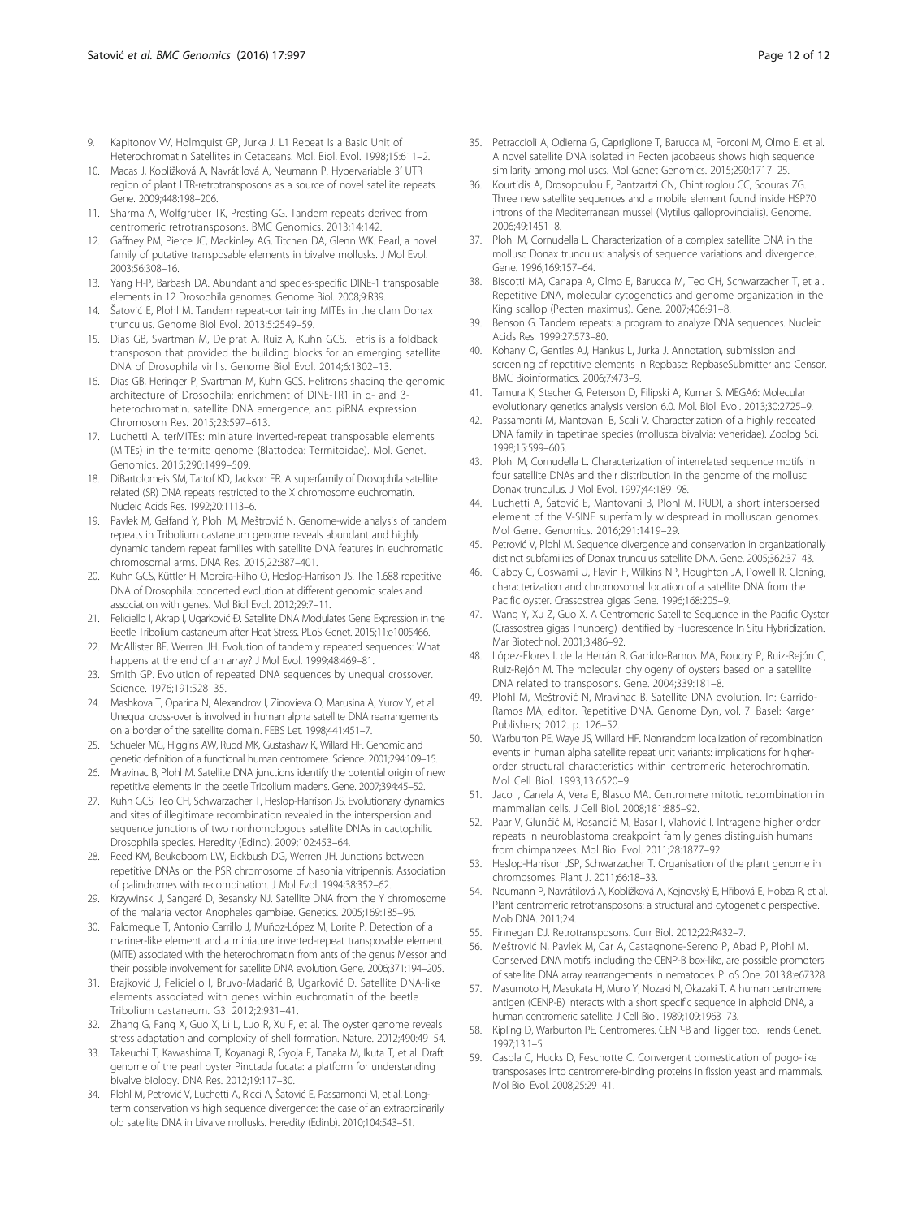9. Kapitonov VV, Holmquist GP, Jurka J. L1 Repeat Is a Basic Unit of Heterochromatin Satellites in Cetaceans. Mol. Biol. Evol. 1998;15:611–2.
10. Macas J, Koblížková A, Navrátilová A, Neumann P. Hypervariable 3′ UTR region of plant LTR-retrotransposons as a source of novel satellite repeats. Gene. 2009;448:198–206.
11. Sharma A, Wolfgruber TK, Presting GG. Tandem repeats derived from centromeric retrotransposons. BMC Genomics. 2013;14:142.
12. Gaffney PM, Pierce JC, Mackinley AG, Titchen DA, Glenn WK. Pearl, a novel family of putative transposable elements in bivalve mollusks. J Mol Evol. 2003;56:308–16.
13. Yang H-P, Barbash DA. Abundant and species-specific DINE-1 transposable elements in 12 Drosophila genomes. Genome Biol. 2008;9:R39.
14. Šatović E, Plohl M. Tandem repeat-containing MITEs in the clam Donax trunculus. Genome Biol Evol. 2013;5:2549–59.
15. Dias GB, Svartman M, Delprat A, Ruiz A, Kuhn GCS. Tetris is a foldback transposon that provided the building blocks for an emerging satellite DNA of Drosophila virilis. Genome Biol Evol. 2014;6:1302–13.
16. Dias GB, Heringer P, Svartman M, Kuhn GCS. Helitrons shaping the genomic architecture of Drosophila: enrichment of DINE-TR1 in α- and β-heterochromatin, satellite DNA emergence, and piRNA expression. Chromosom Res. 2015;23:597–613.
17. Luchetti A. terMITEs: miniature inverted-repeat transposable elements (MITEs) in the termite genome (Blattodea: Termitoidae). Mol. Genet. Genomics. 2015;290:1499–509.
18. DiBartolomeis SM, Tartof KD, Jackson FR. A superfamily of Drosophila satellite related (SR) DNA repeats restricted to the X chromosome euchromatin. Nucleic Acids Res. 1992;20:1113–6.
19. Pavlek M, Gelfand Y, Plohl M, Meštrović N. Genome-wide analysis of tandem repeats in Tribolium castaneum genome reveals abundant and highly dynamic tandem repeat families with satellite DNA features in euchromatic chromosomal arms. DNA Res. 2015;22:387–401.
20. Kuhn GCS, Küttler H, Moreira-Filho O, Heslop-Harrison JS. The 1.688 repetitive DNA of Drosophila: concerted evolution at different genomic scales and association with genes. Mol Biol Evol. 2012;29:7–11.
21. Feliciello I, Akrap I, Ugarković Đ. Satellite DNA Modulates Gene Expression in the Beetle Tribolium castaneum after Heat Stress. PLoS Genet. 2015;11:e1005466.
22. McAllister BF, Werren JH. Evolution of tandemly repeated sequences: What happens at the end of an array? J Mol Evol. 1999;48:469–81.
23. Smith GP. Evolution of repeated DNA sequences by unequal crossover. Science. 1976;191:528–35.
24. Mashkova T, Oparina N, Alexandrov I, Zinovieva O, Marusina A, Yurov Y, et al. Unequal cross-over is involved in human alpha satellite DNA rearrangements on a border of the satellite domain. FEBS Lett. 1998;441:451–7.
25. Schueler MG, Higgins AW, Rudd MK, Gustashaw K, Willard HF. Genomic and genetic definition of a functional human centromere. Science. 2001;294:109–15.
26. Mravinac B, Plohl M. Satellite DNA junctions identify the potential origin of new repetitive elements in the beetle Tribolium madens. Gene. 2007;394:45–52.
27. Kuhn GCS, Teo CH, Schwarzacher T, Heslop-Harrison JS. Evolutionary dynamics and sites of illegitimate recombination revealed in the interspersion and sequence junctions of two nonhomologous satellite DNAs in cactophilic Drosophila species. Heredity (Edinb). 2009;102:453–64.
28. Reed KM, Beukeboom LW, Eickbush DG, Werren JH. Junctions between repetitive DNAs on the PSR chromosome of Nasonia vitripennis: Association of palindromes with recombination. J Mol Evol. 1994;38:352–62.
29. Krzywinski J, Sangaré D, Besansky NJ. Satellite DNA from the Y chromosome of the malaria vector Anopheles gambiae. Genetics. 2005;169:185–96.
30. Palomeque T, Antonio Carrillo J, Muñoz-López M, Lorite P. Detection of a mariner-like element and a miniature inverted-repeat transposable element (MITE) associated with the heterochromatin from ants of the genus Messor and their possible involvement for satellite DNA evolution. Gene. 2006;371:194–205.
31. Brajković J, Feliciello I, Bruvo-Madarić B, Ugarković D. Satellite DNA-like elements associated with genes within euchromatin of the beetle Tribolium castaneum. G3. 2012;2:931–41.
32. Zhang G, Fang X, Guo X, Li L, Luo R, Xu F, et al. The oyster genome reveals stress adaptation and complexity of shell formation. Nature. 2012;490:49–54.
33. Takeuchi T, Kawashima T, Koyanagi R, Gyoja F, Tanaka M, Ikuta T, et al. Draft genome of the pearl oyster Pinctada fucata: a platform for understanding bivalve biology. DNA Res. 2012;19:117–30.
34. Plohl M, Petrović V, Luchetti A, Ricci A, Šatović E, Passamonti M, et al. Long-term conservation vs high sequence divergence: the case of an extraordinarily old satellite DNA in bivalve mollusks. Heredity (Edinb). 2010;104:543–51.
35. Petraccioli A, Odierna G, Capriglione T, Barucca M, Forconi M, Olmo E, et al. A novel satellite DNA isolated in Pecten jacobaeus shows high sequence similarity among molluscs. Mol Genet Genomics. 2015;290:1717–25.
36. Kourtidis A, Drosopoulou E, Pantzartzi CN, Chintiroglou CC, Scouras ZG. Three new satellite sequences and a mobile element found inside HSP70 introns of the Mediterranean mussel (Mytilus galloprovincialis). Genome. 2006;49:1451–8.
37. Plohl M, Cornudella L. Characterization of a complex satellite DNA in the mollusc Donax trunculus: analysis of sequence variations and divergence. Gene. 1996;169:157–64.
38. Biscotti MA, Canapa A, Olmo E, Barucca M, Teo CH, Schwarzacher T, et al. Repetitive DNA, molecular cytogenetics and genome organization in the King scallop (Pecten maximus). Gene. 2007;406:91–8.
39. Benson G. Tandem repeats: a program to analyze DNA sequences. Nucleic Acids Res. 1999;27:573–80.
40. Kohany O, Gentles AJ, Hankus L, Jurka J. Annotation, submission and screening of repetitive elements in Repbase: RepbaseSubmitter and Censor. BMC Bioinformatics. 2006;7:473–9.
41. Tamura K, Stecher G, Peterson D, Filipski A, Kumar S. MEGA6: Molecular evolutionary genetics analysis version 6.0. Mol. Biol. Evol. 2013;30:2725–9.
42. Passamonti M, Mantovani B, Scali V. Characterization of a highly repeated DNA family in tapetinae species (mollusca bivalvia: veneridae). Zoolog Sci. 1998;15:599–605.
43. Plohl M, Cornudella L. Characterization of interrelated sequence motifs in four satellite DNAs and their distribution in the genome of the mollusc Donax trunculus. J Mol Evol. 1997;44:189–98.
44. Luchetti A, Šatović E, Mantovani B, Plohl M. RUDI, a short interspersed element of the V-SINE superfamily widespread in molluscan genomes. Mol Genet Genomics. 2016;291:1419–29.
45. Petrović V, Plohl M. Sequence divergence and conservation in organizationally distinct subfamilies of Donax trunculus satellite DNA. Gene. 2005;362:37–43.
46. Clabby C, Goswami U, Flavin F, Wilkins NP, Houghton JA, Powell R. Cloning, characterization and chromosomal location of a satellite DNA from the Pacific oyster. Crassostrea gigas Gene. 1996;168:205–9.
47. Wang Y, Xu Z, Guo X. A Centromeric Satellite Sequence in the Pacific Oyster (Crassostrea gigas Thunberg) Identified by Fluorescence In Situ Hybridization. Mar Biotechnol. 2001;3:486–92.
48. López-Flores I, de la Herrán R, Garrido-Ramos MA, Boudry P, Ruiz-Rejón C, Ruiz-Rejón M. The molecular phylogeny of oysters based on a satellite DNA related to transposons. Gene. 2004;339:181–8.
49. Plohl M, Meštrović N, Mravinac B. Satellite DNA evolution. In: Garrido-Ramos MA, editor. Repetitive DNA. Genome Dyn, vol. 7. Basel: Karger Publishers; 2012. p. 126–52.
50. Warburton PE, Waye JS, Willard HF. Nonrandom localization of recombination events in human alpha satellite repeat unit variants: implications for higher-order structural characteristics within centromeric heterochromatin. Mol Cell Biol. 1993;13:6520–9.
51. Jaco I, Canela A, Vera E, Blasco MA. Centromere mitotic recombination in mammalian cells. J Cell Biol. 2008;181:885–92.
52. Paar V, Glunčić M, Rosandić M, Basar I, Vlahović I. Intragene higher order repeats in neuroblastoma breakpoint family genes distinguish humans from chimpanzees. Mol Biol Evol. 2011;28:1877–92.
53. Heslop-Harrison JSP, Schwarzacher T. Organisation of the plant genome in chromosomes. Plant J. 2011;66:18–33.
54. Neumann P, Navrátilová A, Koblížková A, Kejnovský E, Hřibová E, Hobza R, et al. Plant centromeric retrotransposons: a structural and cytogenetic perspective. Mob DNA. 2011;2:4.
55. Finnegan DJ. Retrotransposons. Curr Biol. 2012;22:R432–7.
56. Meštrović N, Pavlek M, Car A, Castagnone-Sereno P, Abad P, Plohl M. Conserved DNA motifs, including the CENP-B box-like, are possible promoters of satellite DNA array rearrangements in nematodes. PLoS One. 2013;8:e67328.
57. Masumoto H, Masukata H, Muro Y, Nozaki N, Okazaki T. A human centromere antigen (CENP-B) interacts with a short specific sequence in alphoid DNA, a human centromeric satellite. J Cell Biol. 1989;109:1963–73.
58. Kipling D, Warburton PE. Centromeres. CENP-B and Tigger too. Trends Genet. 1997;13:1–5.
59. Casola C, Hucks D, Feschotte C. Convergent domestication of pogo-like transposases into centromere-binding proteins in fission yeast and mammals. Mol Biol Evol. 2008;25:29–41.